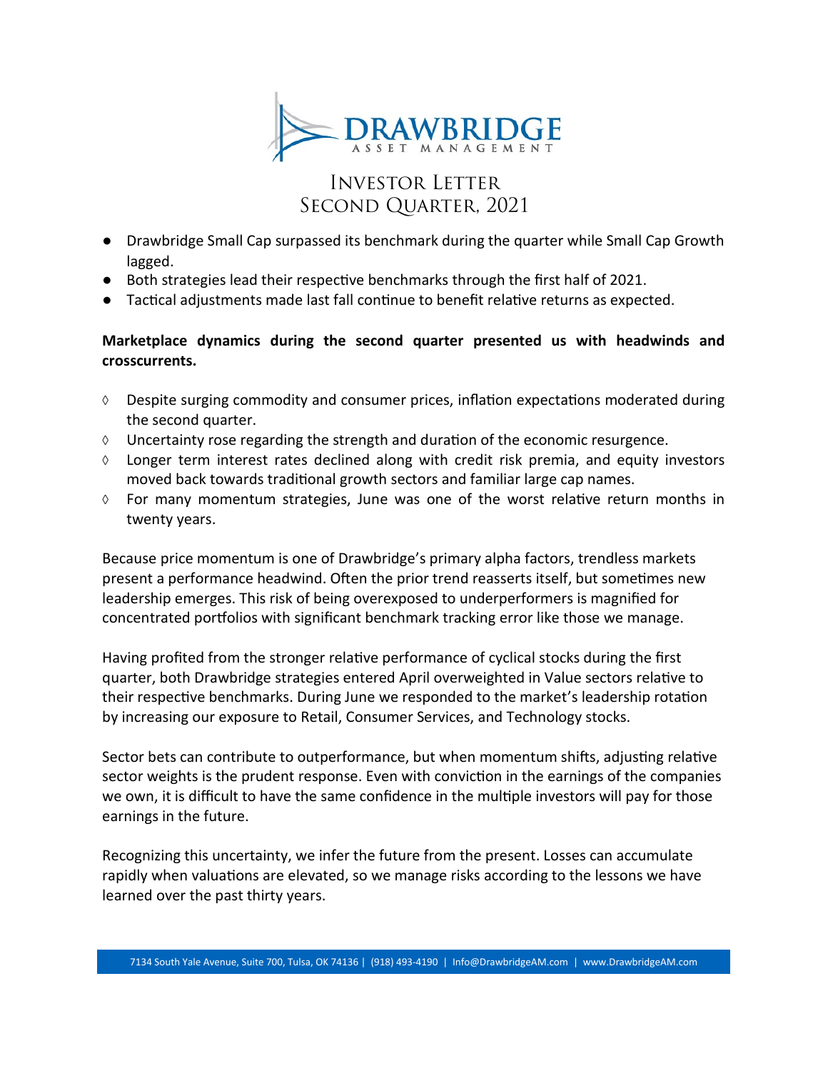# DRAWBRIDGE ASSET MANAGEMENT

## Investor Letter
## Second Quarter, 2021

- Drawbridge Small Cap surpassed its benchmark during the quarter while Small Cap Growth lagged.
- Both strategies lead their respective benchmarks through the first half of 2021.
- Tactical adjustments made last fall continue to benefit relative returns as expected.

**Marketplace dynamics during the second quarter presented us with headwinds and crosscurrents.**

- ◊ Despite surging commodity and consumer prices, inflation expectations moderated during the second quarter.
- ◊ Uncertainty rose regarding the strength and duration of the economic resurgence.
- ◊ Longer term interest rates declined along with credit risk premia, and equity investors moved back towards traditional growth sectors and familiar large cap names.
- ◊ For many momentum strategies, June was one of the worst relative return months in twenty years.

Because price momentum is one of Drawbridge's primary alpha factors, trendless markets present a performance headwind. Often the prior trend reasserts itself, but sometimes new leadership emerges. This risk of being overexposed to underperformers is magnified for concentrated portfolios with significant benchmark tracking error like those we manage.

Having profited from the stronger relative performance of cyclical stocks during the first quarter, both Drawbridge strategies entered April overweighted in Value sectors relative to their respective benchmarks. During June we responded to the market's leadership rotation by increasing our exposure to Retail, Consumer Services, and Technology stocks.

Sector bets can contribute to outperformance, but when momentum shifts, adjusting relative sector weights is the prudent response. Even with conviction in the earnings of the companies we own, it is difficult to have the same confidence in the multiple investors will pay for those earnings in the future.

Recognizing this uncertainty, we infer the future from the present. Losses can accumulate rapidly when valuations are elevated, so we manage risks according to the lessons we have learned over the past thirty years.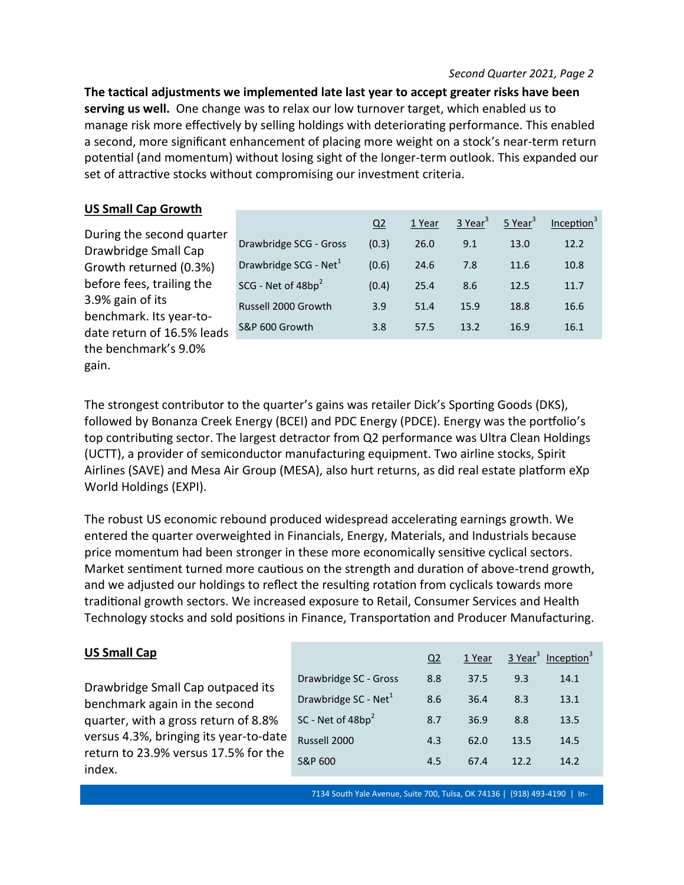**The tactical adjustments we implemented late last year to accept greater risks have been serving us well.** One change was to relax our low turnover target, which enabled us to manage risk more effectively by selling holdings with deteriorating performance. This enabled a second, more significant enhancement of placing more weight on a stock's near-term return potential (and momentum) without losing sight of the longer-term outlook. This expanded our set of attractive stocks without compromising our investment criteria.

## US Small Cap Growth

During the second quarter Drawbridge Small Cap Growth returned (0.3%) before fees, trailing the 3.9% gain of its benchmark. Its year-to-date return of 16.5% leads the benchmark's 9.0% gain.

| | Q2 | 1 Year | 3 Year[3] | 5 Year[3] | Inception[3] |
|---|---|---|---|---|---|
| Drawbridge SCG - Gross | (0.3) | 26.0 | 9.1 | 13.0 | 12.2 |
| Drawbridge SCG - Net[1] | (0.6) | 24.6 | 7.8 | 11.6 | 10.8 |
| SCG - Net of 48bp[2] | (0.4) | 25.4 | 8.6 | 12.5 | 11.7 |
| Russell 2000 Growth | 3.9 | 51.4 | 15.9 | 18.8 | 16.6 |
| S&P 600 Growth | 3.8 | 57.5 | 13.2 | 16.9 | 16.1 |

The strongest contributor to the quarter's gains was retailer Dick's Sporting Goods (DKS), followed by Bonanza Creek Energy (BCEI) and PDC Energy (PDCE). Energy was the portfolio's top contributing sector. The largest detractor from Q2 performance was Ultra Clean Holdings (UCTT), a provider of semiconductor manufacturing equipment. Two airline stocks, Spirit Airlines (SAVE) and Mesa Air Group (MESA), also hurt returns, as did real estate platform eXp World Holdings (EXPI).

The robust US economic rebound produced widespread accelerating earnings growth. We entered the quarter overweighted in Financials, Energy, Materials, and Industrials because price momentum had been stronger in these more economically sensitive cyclical sectors. Market sentiment turned more cautious on the strength and duration of above-trend growth, and we adjusted our holdings to reflect the resulting rotation from cyclicals towards more traditional growth sectors. We increased exposure to Retail, Consumer Services and Health Technology stocks and sold positions in Finance, Transportation and Producer Manufacturing.

## US Small Cap

Drawbridge Small Cap outpaced its benchmark again in the second quarter, with a gross return of 8.8% versus 4.3%, bringing its year-to-date return to 23.9% versus 17.5% for the index.

| | Q2 | 1 Year | 3 Year[3] | Inception[3] |
|---|---|---|---|---|
| Drawbridge SC - Gross | 8.8 | 37.5 | 9.3 | 14.1 |
| Drawbridge SC - Net[1] | 8.6 | 36.4 | 8.3 | 13.1 |
| SC - Net of 48bp[2] | 8.7 | 36.9 | 8.8 | 13.5 |
| Russell 2000 | 4.3 | 62.0 | 13.5 | 14.5 |
| S&P 600 | 4.5 | 67.4 | 12.2 | 14.2 |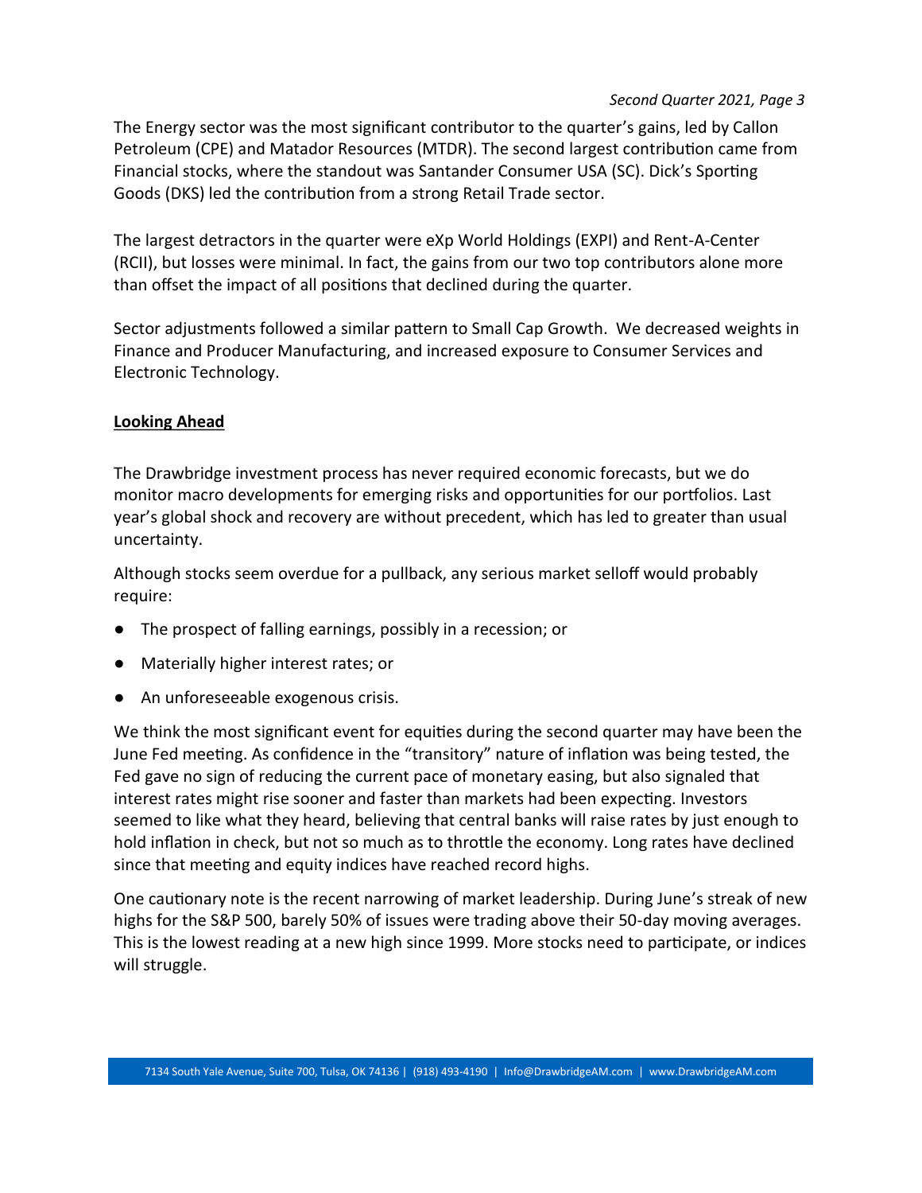The Energy sector was the most significant contributor to the quarter's gains, led by Callon Petroleum (CPE) and Matador Resources (MTDR). The second largest contribution came from Financial stocks, where the standout was Santander Consumer USA (SC). Dick's Sporting Goods (DKS) led the contribution from a strong Retail Trade sector.

The largest detractors in the quarter were eXp World Holdings (EXPI) and Rent-A-Center (RCII), but losses were minimal. In fact, the gains from our two top contributors alone more than offset the impact of all positions that declined during the quarter.

Sector adjustments followed a similar pattern to Small Cap Growth. We decreased weights in Finance and Producer Manufacturing, and increased exposure to Consumer Services and Electronic Technology.

## Looking Ahead

The Drawbridge investment process has never required economic forecasts, but we do monitor macro developments for emerging risks and opportunities for our portfolios. Last year's global shock and recovery are without precedent, which has led to greater than usual uncertainty.

Although stocks seem overdue for a pullback, any serious market selloff would probably require:

- The prospect of falling earnings, possibly in a recession; or
- Materially higher interest rates; or
- An unforeseeable exogenous crisis.

We think the most significant event for equities during the second quarter may have been the June Fed meeting. As confidence in the "transitory" nature of inflation was being tested, the Fed gave no sign of reducing the current pace of monetary easing, but also signaled that interest rates might rise sooner and faster than markets had been expecting. Investors seemed to like what they heard, believing that central banks will raise rates by just enough to hold inflation in check, but not so much as to throttle the economy. Long rates have declined since that meeting and equity indices have reached record highs.

One cautionary note is the recent narrowing of market leadership. During June's streak of new highs for the S&P 500, barely 50% of issues were trading above their 50-day moving averages. This is the lowest reading at a new high since 1999. More stocks need to participate, or indices will struggle.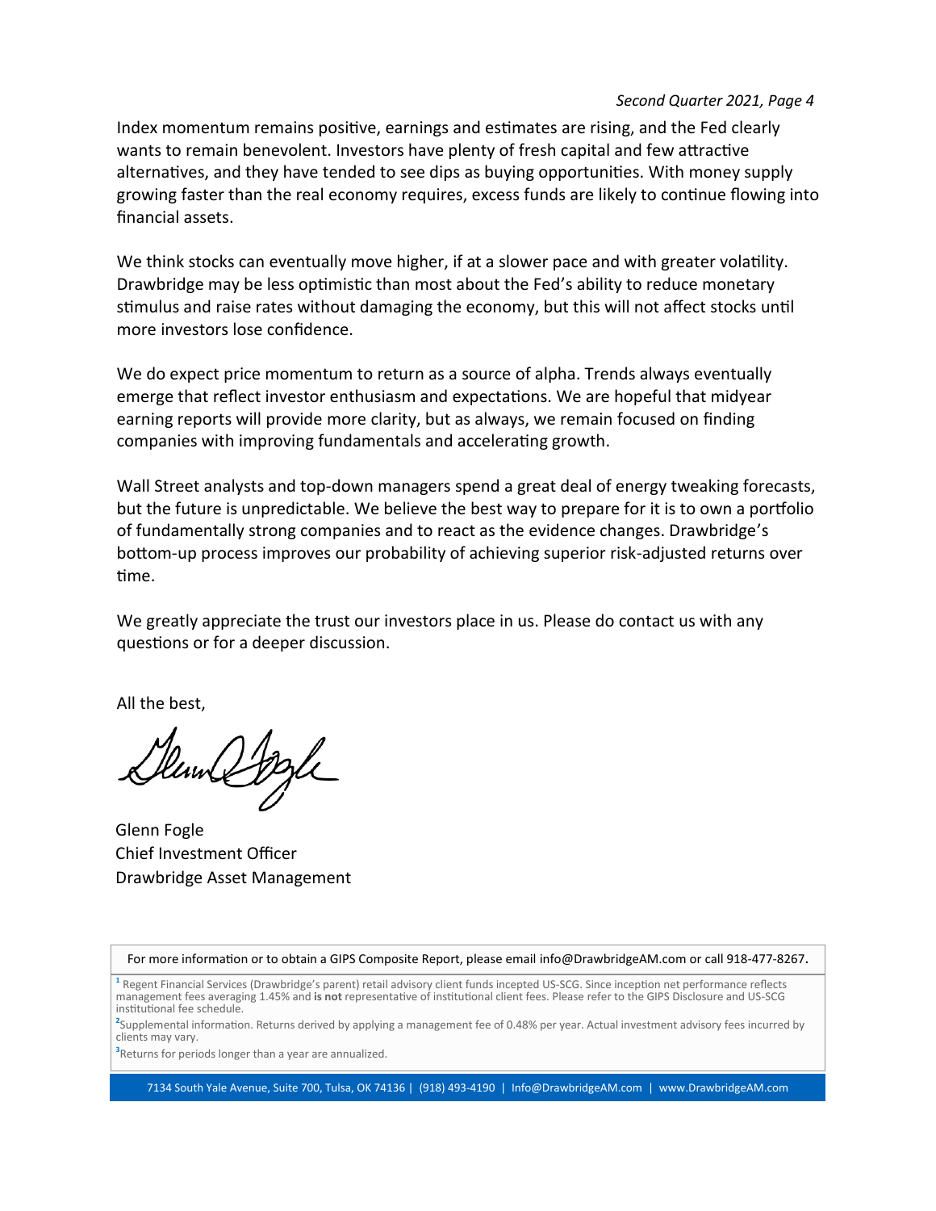Index momentum remains positive, earnings and estimates are rising, and the Fed clearly wants to remain benevolent. Investors have plenty of fresh capital and few attractive alternatives, and they have tended to see dips as buying opportunities. With money supply growing faster than the real economy requires, excess funds are likely to continue flowing into financial assets.

We think stocks can eventually move higher, if at a slower pace and with greater volatility. Drawbridge may be less optimistic than most about the Fed's ability to reduce monetary stimulus and raise rates without damaging the economy, but this will not affect stocks until more investors lose confidence.

We do expect price momentum to return as a source of alpha. Trends always eventually emerge that reflect investor enthusiasm and expectations. We are hopeful that midyear earning reports will provide more clarity, but as always, we remain focused on finding companies with improving fundamentals and accelerating growth.

Wall Street analysts and top-down managers spend a great deal of energy tweaking forecasts, but the future is unpredictable. We believe the best way to prepare for it is to own a portfolio of fundamentally strong companies and to react as the evidence changes. Drawbridge's bottom-up process improves our probability of achieving superior risk-adjusted returns over time.

We greatly appreciate the trust our investors place in us. Please do contact us with any questions or for a deeper discussion.

All the best,

Glenn Fogle
Chief Investment Officer
Drawbridge Asset Management

For more information or to obtain a GIPS Composite Report, please email info@DrawbridgeAM.com or call 918-477-8267.

[1] Regent Financial Services (Drawbridge's parent) retail advisory client funds incepted US-SCG. Since inception net performance reflects management fees averaging 1.45% and **is not** representative of institutional client fees. Please refer to the GIPS Disclosure and US-SCG institutional fee schedule.

[2] Supplemental information. Returns derived by applying a management fee of 0.48% per year. Actual investment advisory fees incurred by clients may vary.

[3] Returns for periods longer than a year are annualized.

7134 South Yale Avenue, Suite 700, Tulsa, OK 74136 | (918) 493-4190 | Info@DrawbridgeAM.com | www.DrawbridgeAM.com